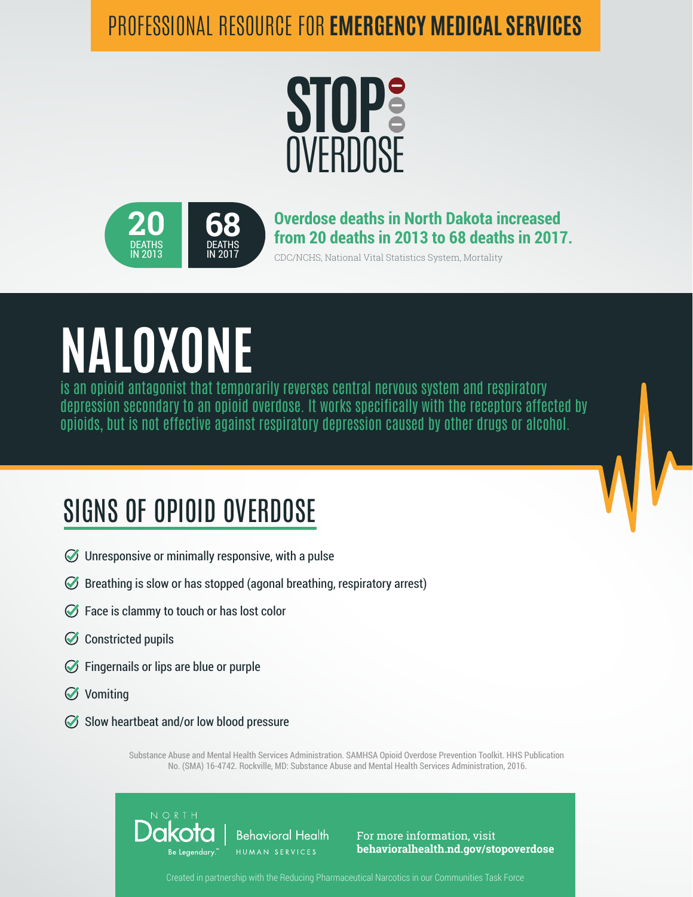PROFESSIONAL RESOURCE FOR **EMERGENCY MEDICAL SERVICES**

# STOP OVERDOSE

**20** DEATHS IN 2013

**68** DEATHS IN 2017

**Overdose deaths in North Dakota increased from 20 deaths in 2013 to 68 deaths in 2017.**

CDC/NCHS, National Vital Statistics System, Mortality

# NALOXONE

is an opioid antagonist that temporarily reverses central nervous system and respiratory depression secondary to an opioid overdose. It works specifically with the receptors affected by opioids, but is not effective against respiratory depression caused by other drugs or alcohol.

## SIGNS OF OPIOID OVERDOSE

- Unresponsive or minimally responsive, with a pulse
- Breathing is slow or has stopped (agonal breathing, respiratory arrest)
- Face is clammy to touch or has lost color
- Constricted pupils
- Fingernails or lips are blue or purple
- Vomiting
- Slow heartbeat and/or low blood pressure

Substance Abuse and Mental Health Services Administration. SAMHSA Opioid Overdose Prevention Toolkit. HHS Publication No. (SMA) 16-4742. Rockville, MD: Substance Abuse and Mental Health Services Administration, 2016.

NORTH Dakota Be Legendary.™ | Behavioral Health HUMAN SERVICES

For more information, visit **behavioralhealth.nd.gov/stopoverdose**

Created in partnership with the Reducing Pharmaceutical Narcotics in our Communities Task Force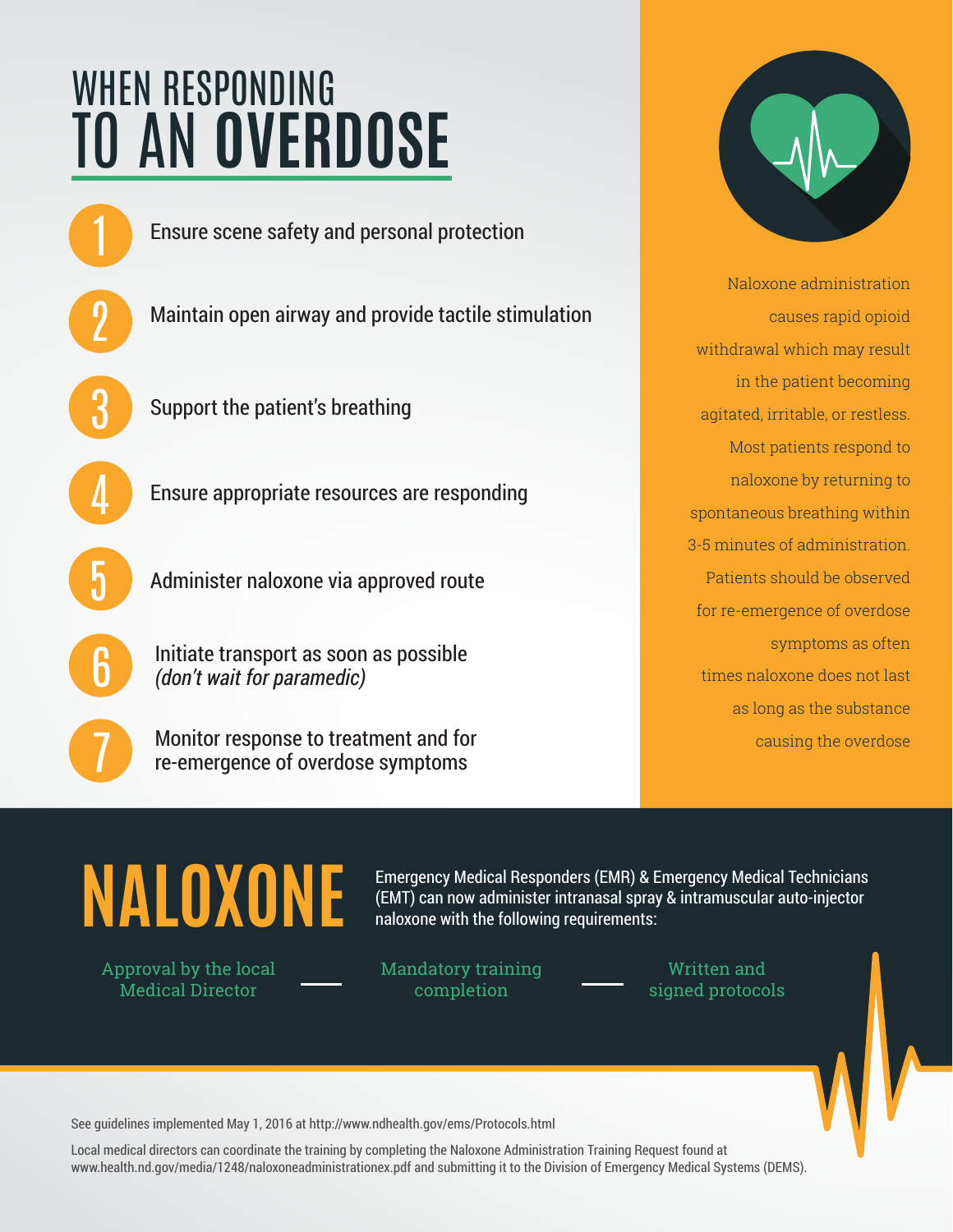# WHEN RESPONDING TO AN OVERDOSE

1. Ensure scene safety and personal protection
2. Maintain open airway and provide tactile stimulation
3. Support the patient's breathing
4. Ensure appropriate resources are responding
5. Administer naloxone via approved route
6. Initiate transport as soon as possible *(don't wait for paramedic)*
7. Monitor response to treatment and for re-emergence of overdose symptoms

Naloxone administration causes rapid opioid withdrawal which may result in the patient becoming agitated, irritable, or restless. Most patients respond to naloxone by returning to spontaneous breathing within 3-5 minutes of administration. Patients should be observed for re-emergence of overdose symptoms as often times naloxone does not last as long as the substance causing the overdose

## NALOXONE

Emergency Medical Responders (EMR) & Emergency Medical Technicians (EMT) can now administer intranasal spray & intramuscular auto-injector naloxone with the following requirements:

- Approval by the local Medical Director
- Mandatory training completion
- Written and signed protocols

See guidelines implemented May 1, 2016 at http://www.ndhealth.gov/ems/Protocols.html

Local medical directors can coordinate the training by completing the Naloxone Administration Training Request found at www.health.nd.gov/media/1248/naloxoneadministrationex.pdf and submitting it to the Division of Emergency Medical Systems (DEMS).